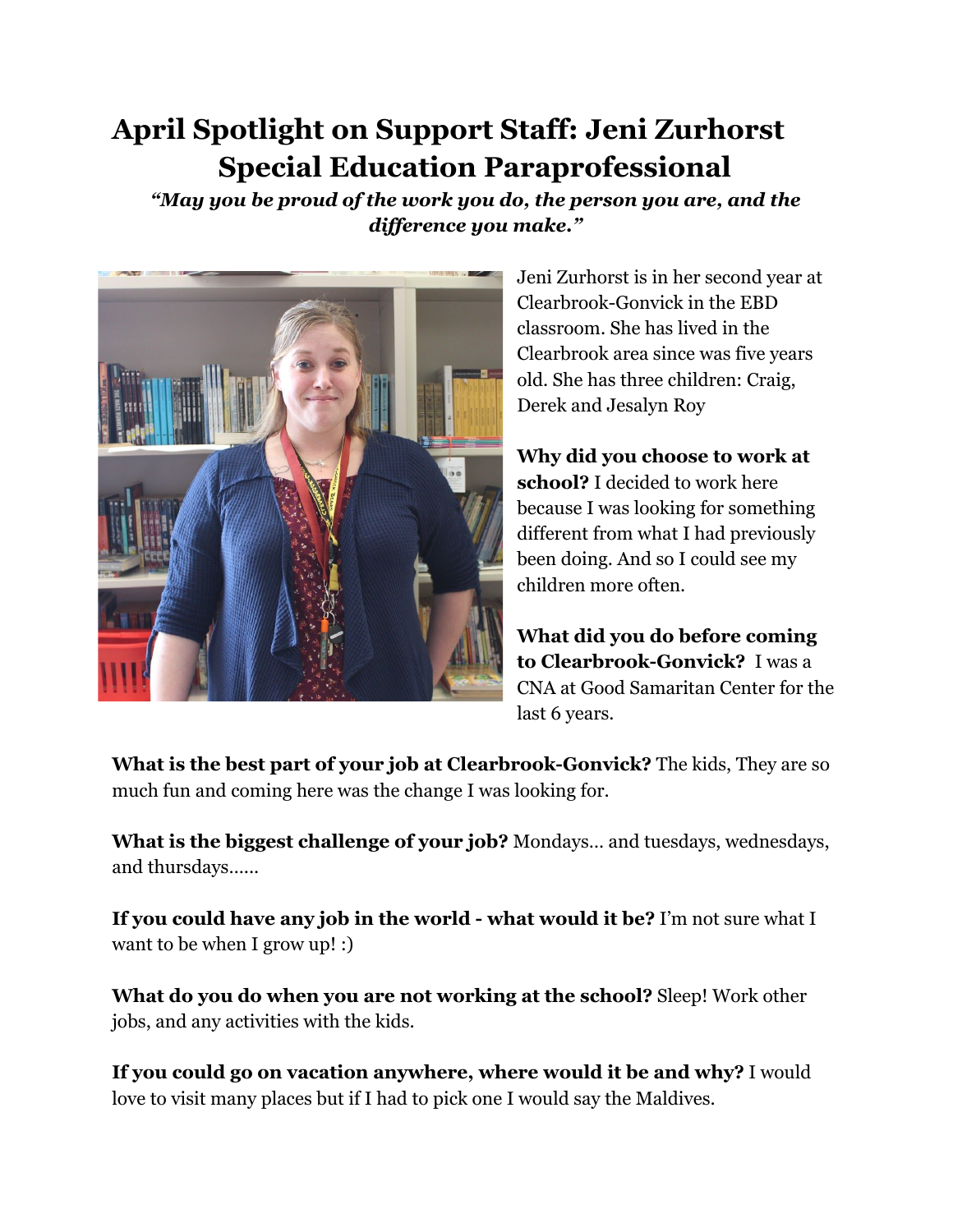# April Spotlight on Support Staff: Jeni Zurhorst Special Education Paraprofessional

***"May you be proud of the work you do, the person you are, and the difference you make."***

Jeni Zurhorst is in her second year at Clearbrook-Gonvick in the EBD classroom. She has lived in the Clearbrook area since was five years old. She has three children: Craig, Derek and Jesalyn Roy

**Why did you choose to work at school?** I decided to work here because I was looking for something different from what I had previously been doing. And so I could see my children more often.

**What did you do before coming to Clearbrook-Gonvick?** I was a CNA at Good Samaritan Center for the last 6 years.

**What is the best part of your job at Clearbrook-Gonvick?** The kids, They are so much fun and coming here was the change I was looking for.

**What is the biggest challenge of your job?** Mondays... and tuesdays, wednesdays, and thursdays......

**If you could have any job in the world - what would it be?** I'm not sure what I want to be when I grow up! :)

**What do you do when you are not working at the school?** Sleep! Work other jobs, and any activities with the kids.

**If you could go on vacation anywhere, where would it be and why?** I would love to visit many places but if I had to pick one I would say the Maldives.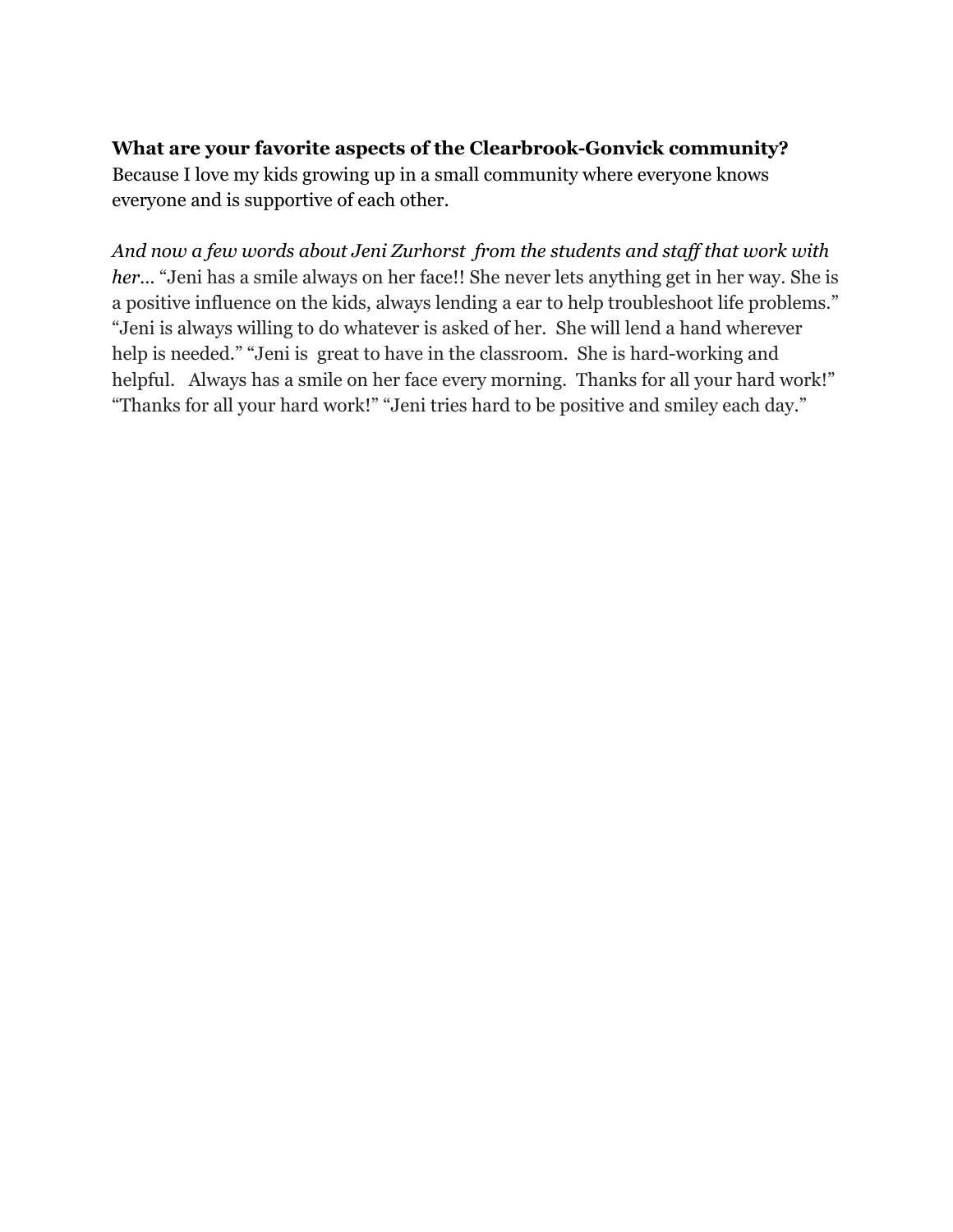**What are your favorite aspects of the Clearbrook-Gonvick community?**
Because I love my kids growing up in a small community where everyone knows everyone and is supportive of each other.

*And now a few words about Jeni Zurhorst from the students and staff that work with her…* "Jeni has a smile always on her face!! She never lets anything get in her way. She is a positive influence on the kids, always lending a ear to help troubleshoot life problems." "Jeni is always willing to do whatever is asked of her. She will lend a hand wherever help is needed." "Jeni is great to have in the classroom. She is hard-working and helpful. Always has a smile on her face every morning. Thanks for all your hard work!" "Thanks for all your hard work!" "Jeni tries hard to be positive and smiley each day."